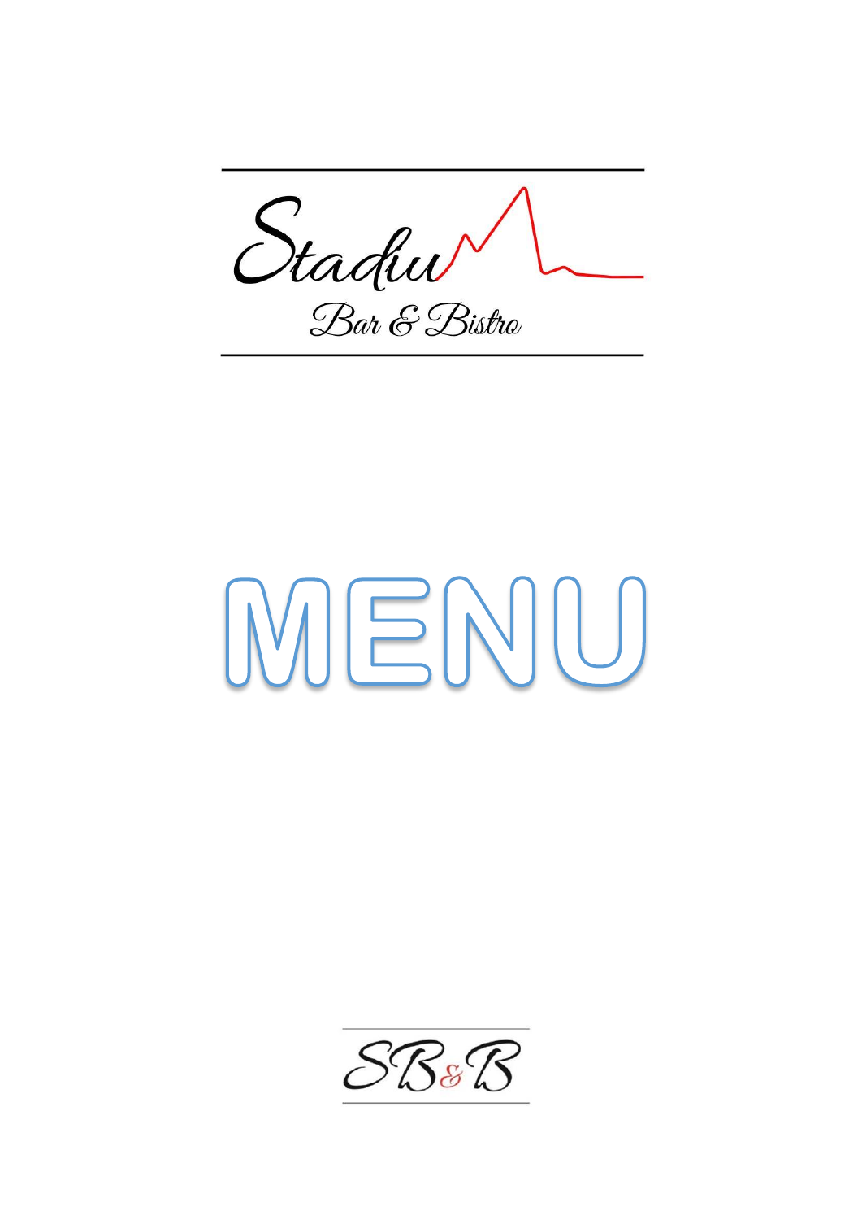Stadiu

Bar & Bistro

# MENU

SB&B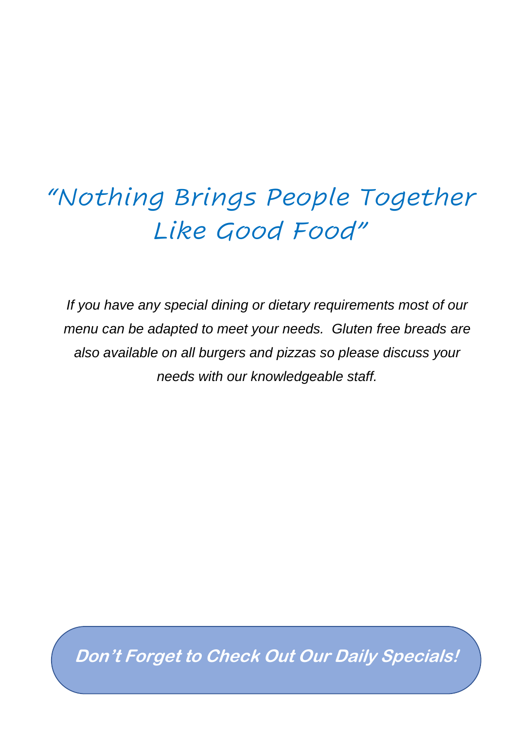# "Nothing Brings People Together Like Good Food"

*If you have any special dining or dietary requirements most of our menu can be adapted to meet your needs. Gluten free breads are also available on all burgers and pizzas so please discuss your needs with our knowledgeable staff.*

***Don't Forget to Check Out Our Daily Specials!***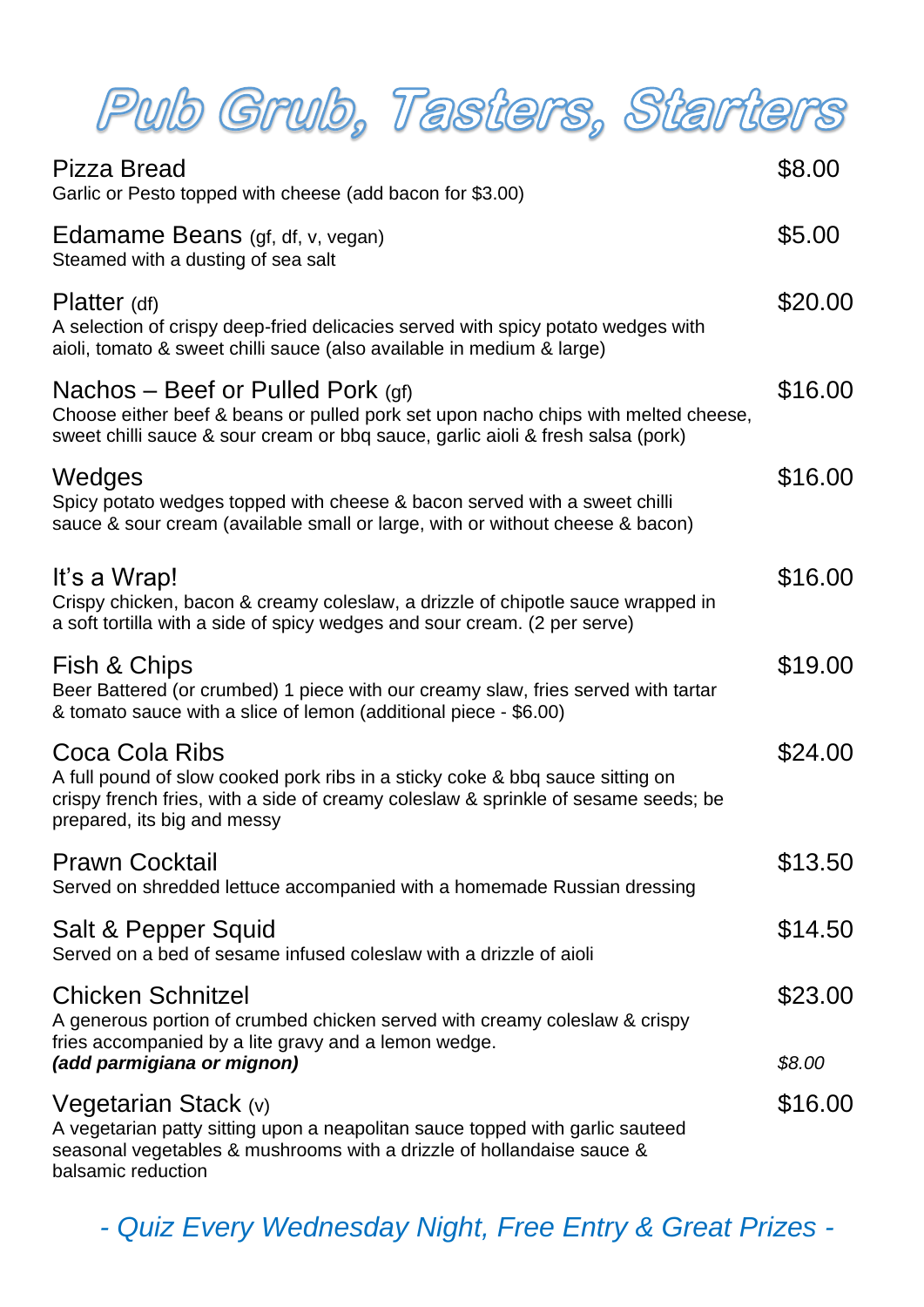# Pub Grub, Tasters, Starters

**Pizza Bread** — $8.00
Garlic or Pesto topped with cheese (add bacon for $3.00)

**Edamame Beans** (gf, df, v, vegan) — $5.00
Steamed with a dusting of sea salt

**Platter** (df) — $20.00
A selection of crispy deep-fried delicacies served with spicy potato wedges with aioli, tomato & sweet chilli sauce (also available in medium & large)

**Nachos – Beef or Pulled Pork** (gf) — $16.00
Choose either beef & beans or pulled pork set upon nacho chips with melted cheese, sweet chilli sauce & sour cream or bbq sauce, garlic aioli & fresh salsa (pork)

**Wedges** — $16.00
Spicy potato wedges topped with cheese & bacon served with a sweet chilli sauce & sour cream (available small or large, with or without cheese & bacon)

**It's a Wrap!** — $16.00
Crispy chicken, bacon & creamy coleslaw, a drizzle of chipotle sauce wrapped in a soft tortilla with a side of spicy wedges and sour cream. (2 per serve)

**Fish & Chips** — $19.00
Beer Battered (or crumbed) 1 piece with our creamy slaw, fries served with tartar & tomato sauce with a slice of lemon (additional piece - $6.00)

**Coca Cola Ribs** — $24.00
A full pound of slow cooked pork ribs in a sticky coke & bbq sauce sitting on crispy french fries, with a side of creamy coleslaw & sprinkle of sesame seeds; be prepared, its big and messy

**Prawn Cocktail** — $13.50
Served on shredded lettuce accompanied with a homemade Russian dressing

**Salt & Pepper Squid** — $14.50
Served on a bed of sesame infused coleslaw with a drizzle of aioli

**Chicken Schnitzel** — $23.00
A generous portion of crumbed chicken served with creamy coleslaw & crispy fries accompanied by a lite gravy and a lemon wedge.
***(add parmigiana or mignon)*** — *$8.00*

**Vegetarian Stack** (v) — $16.00
A vegetarian patty sitting upon a neapolitan sauce topped with garlic sauteed seasonal vegetables & mushrooms with a drizzle of hollandaise sauce & balsamic reduction

*- Quiz Every Wednesday Night, Free Entry & Great Prizes -*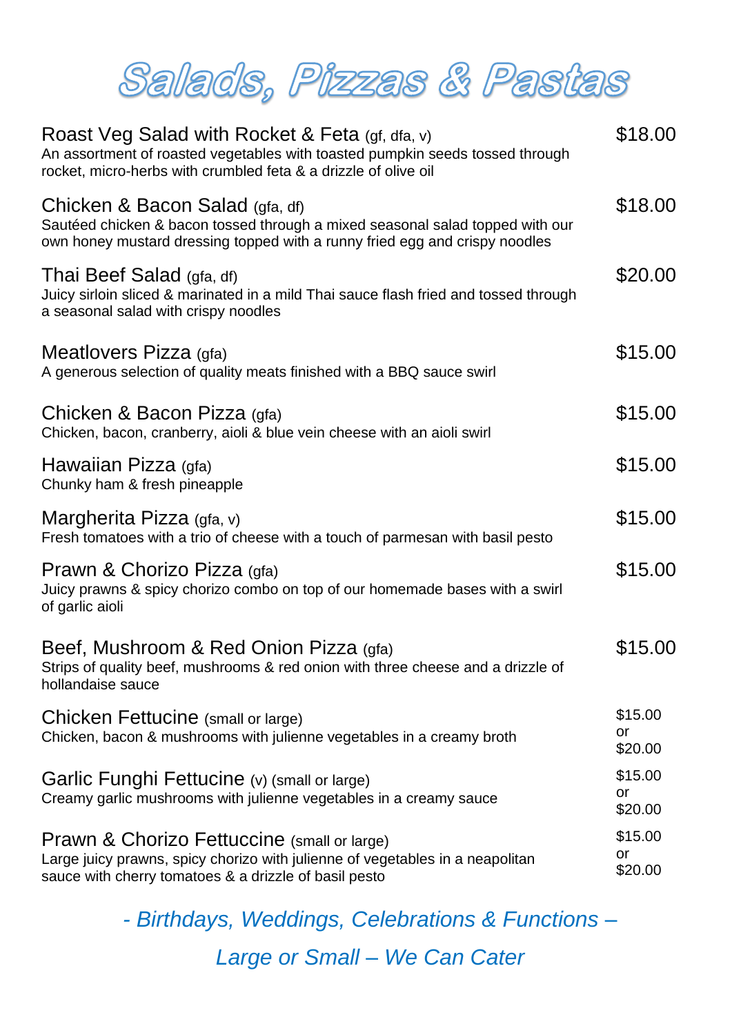# Salads, Pizzas & Pastas

**Roast Veg Salad with Rocket & Feta** (gf, dfa, v) — $18.00
An assortment of roasted vegetables with toasted pumpkin seeds tossed through rocket, micro-herbs with crumbled feta & a drizzle of olive oil

**Chicken & Bacon Salad** (gfa, df) — $18.00
Sautéed chicken & bacon tossed through a mixed seasonal salad topped with our own honey mustard dressing topped with a runny fried egg and crispy noodles

**Thai Beef Salad** (gfa, df) — $20.00
Juicy sirloin sliced & marinated in a mild Thai sauce flash fried and tossed through a seasonal salad with crispy noodles

**Meatlovers Pizza** (gfa) — $15.00
A generous selection of quality meats finished with a BBQ sauce swirl

**Chicken & Bacon Pizza** (gfa) — $15.00
Chicken, bacon, cranberry, aioli & blue vein cheese with an aioli swirl

**Hawaiian Pizza** (gfa) — $15.00
Chunky ham & fresh pineapple

**Margherita Pizza** (gfa, v) — $15.00
Fresh tomatoes with a trio of cheese with a touch of parmesan with basil pesto

**Prawn & Chorizo Pizza** (gfa) — $15.00
Juicy prawns & spicy chorizo combo on top of our homemade bases with a swirl of garlic aioli

**Beef, Mushroom & Red Onion Pizza** (gfa) — $15.00
Strips of quality beef, mushrooms & red onion with three cheese and a drizzle of hollandaise sauce

**Chicken Fettucine** (small or large) — $15.00 or $20.00
Chicken, bacon & mushrooms with julienne vegetables in a creamy broth

**Garlic Funghi Fettucine** (v) (small or large) — $15.00 or $20.00
Creamy garlic mushrooms with julienne vegetables in a creamy sauce

**Prawn & Chorizo Fettuccine** (small or large) — $15.00 or $20.00
Large juicy prawns, spicy chorizo with julienne of vegetables in a neapolitan sauce with cherry tomatoes & a drizzle of basil pesto

*- Birthdays, Weddings, Celebrations & Functions –*

*Large or Small – We Can Cater*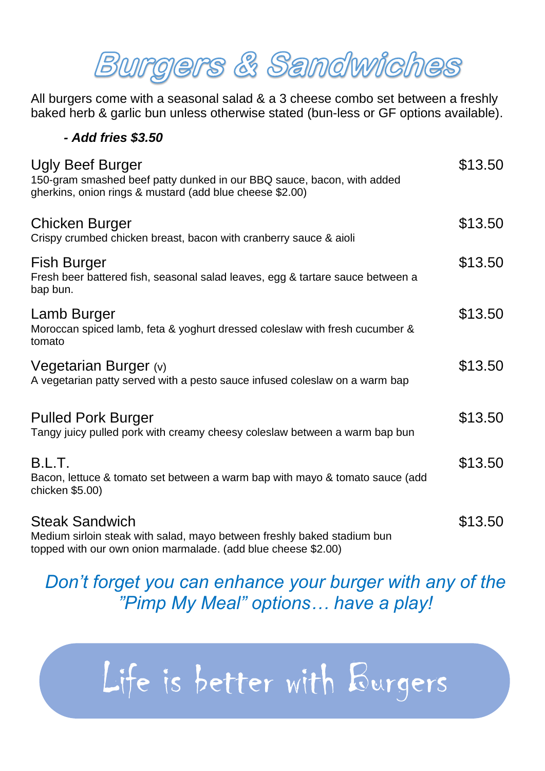# Burgers & Sandwiches

All burgers come with a seasonal salad & a 3 cheese combo set between a freshly baked herb & garlic bun unless otherwise stated (bun-less or GF options available).

***- Add fries $3.50***

**Ugly Beef Burger** — $13.50
150-gram smashed beef patty dunked in our BBQ sauce, bacon, with added gherkins, onion rings & mustard (add blue cheese $2.00)

**Chicken Burger** — $13.50
Crispy crumbed chicken breast, bacon with cranberry sauce & aioli

**Fish Burger** — $13.50
Fresh beer battered fish, seasonal salad leaves, egg & tartare sauce between a bap bun.

**Lamb Burger** — $13.50
Moroccan spiced lamb, feta & yoghurt dressed coleslaw with fresh cucumber & tomato

**Vegetarian Burger** (v) — $13.50
A vegetarian patty served with a pesto sauce infused coleslaw on a warm bap

**Pulled Pork Burger** — $13.50
Tangy juicy pulled pork with creamy cheesy coleslaw between a warm bap bun

**B.L.T.** — $13.50
Bacon, lettuce & tomato set between a warm bap with mayo & tomato sauce (add chicken $5.00)

**Steak Sandwich** — $13.50
Medium sirloin steak with salad, mayo between freshly baked stadium bun topped with our own onion marmalade. (add blue cheese $2.00)

*Don't forget you can enhance your burger with any of the "Pimp My Meal" options… have a play!*

Life is better with Burgers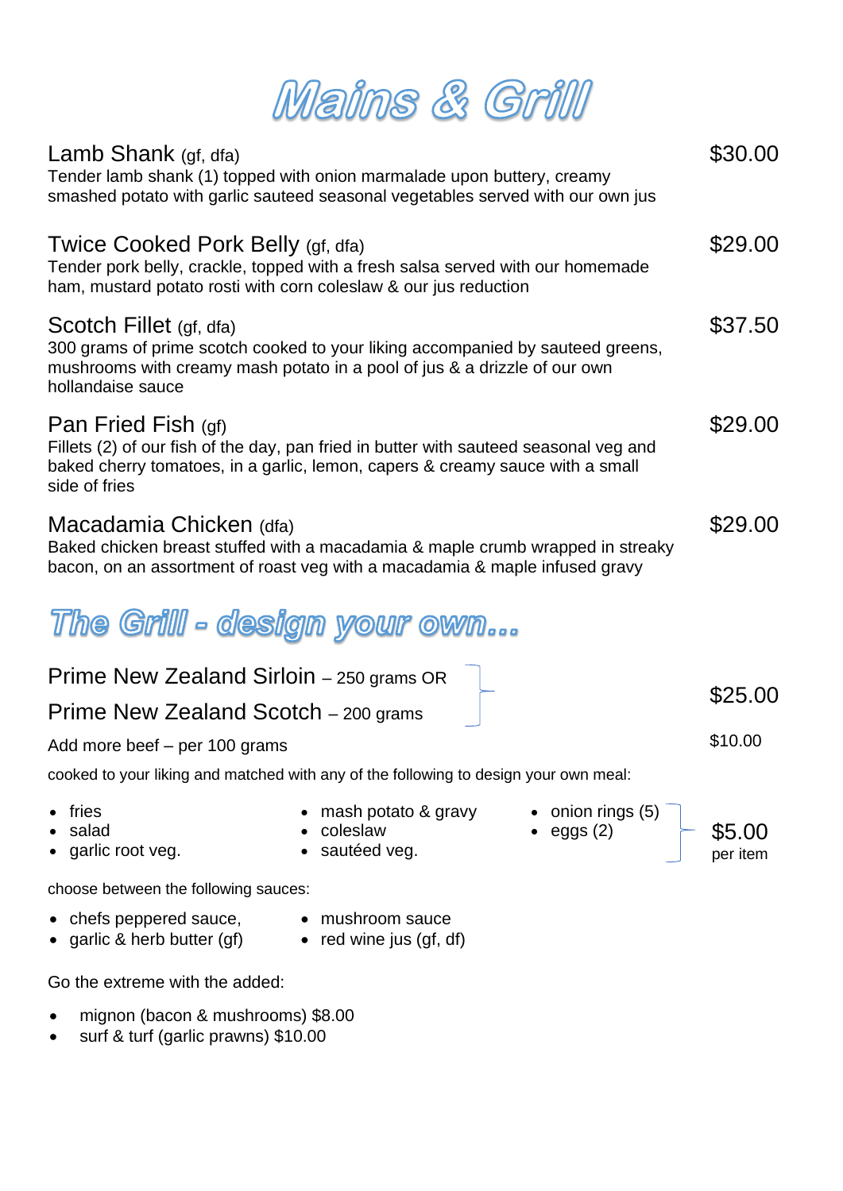# Mains & Grill

**Lamb Shank** (gf, dfa) — $30.00
Tender lamb shank (1) topped with onion marmalade upon buttery, creamy smashed potato with garlic sauteed seasonal vegetables served with our own jus

**Twice Cooked Pork Belly** (gf, dfa) — $29.00
Tender pork belly, crackle, topped with a fresh salsa served with our homemade ham, mustard potato rosti with corn coleslaw & our jus reduction

**Scotch Fillet** (gf, dfa) — $37.50
300 grams of prime scotch cooked to your liking accompanied by sauteed greens, mushrooms with creamy mash potato in a pool of jus & a drizzle of our own hollandaise sauce

**Pan Fried Fish** (gf) — $29.00
Fillets (2) of our fish of the day, pan fried in butter with sauteed seasonal veg and baked cherry tomatoes, in a garlic, lemon, capers & creamy sauce with a small side of fries

**Macadamia Chicken** (dfa) — $29.00
Baked chicken breast stuffed with a macadamia & maple crumb wrapped in streaky bacon, on an assortment of roast veg with a macadamia & maple infused gravy

## The Grill - design your own...

**Prime New Zealand Sirloin** – 250 grams OR
**Prime New Zealand Scotch** – 200 grams — $25.00

Add more beef – per 100 grams — $10.00

cooked to your liking and matched with any of the following to design your own meal:

- fries
- salad
- garlic root veg.
- mash potato & gravy
- coleslaw
- sautéed veg.
- onion rings (5)
- eggs (2)

$5.00 per item

choose between the following sauces:

- chefs peppered sauce,
- garlic & herb butter (gf)
- mushroom sauce
- red wine jus (gf, df)

Go the extreme with the added:

- mignon (bacon & mushrooms) $8.00
- surf & turf (garlic prawns) $10.00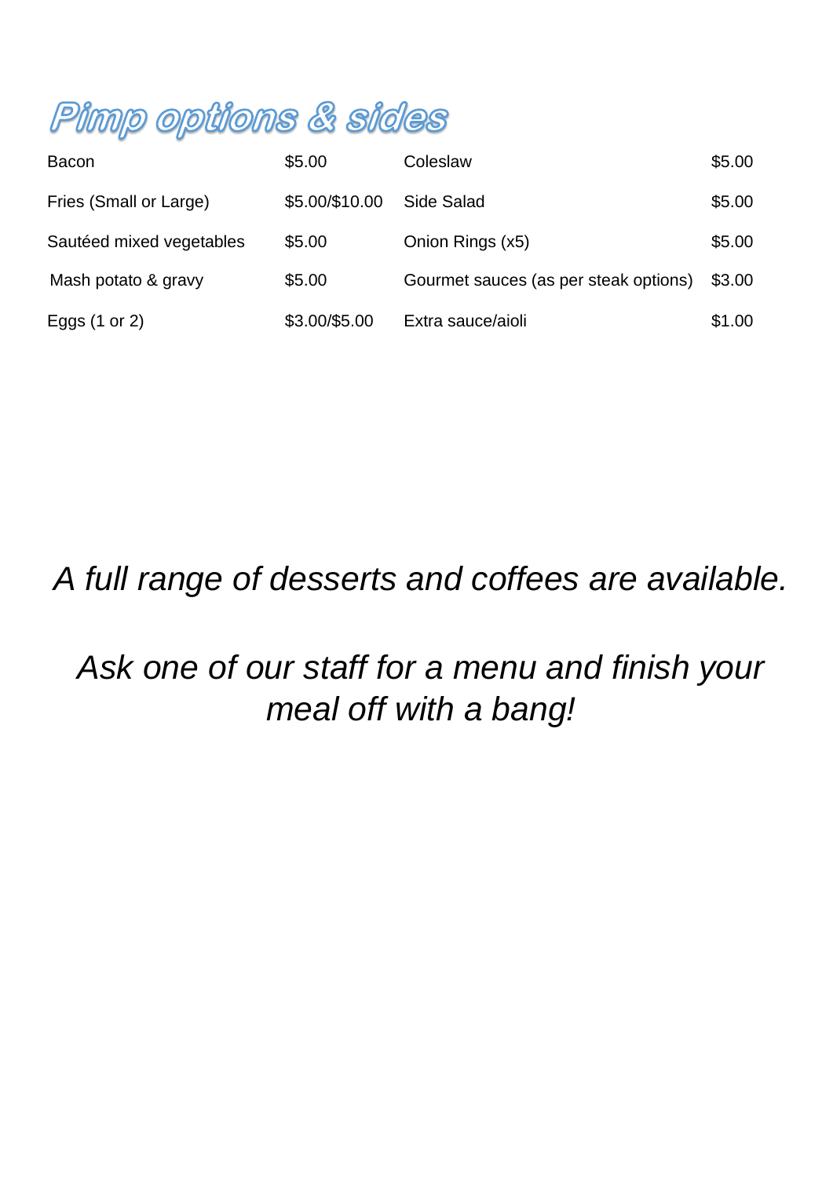# Pimp options & sides

| | | | |
|---|---|---|---|
| Bacon | $5.00 | Coleslaw | $5.00 |
| Fries (Small or Large) | $5.00/$10.00 | Side Salad | $5.00 |
| Sautéed mixed vegetables | $5.00 | Onion Rings (x5) | $5.00 |
| Mash potato & gravy | $5.00 | Gourmet sauces (as per steak options) | $3.00 |
| Eggs (1 or 2) | $3.00/$5.00 | Extra sauce/aioli | $1.00 |

*A full range of desserts and coffees are available.*

*Ask one of our staff for a menu and finish your meal off with a bang!*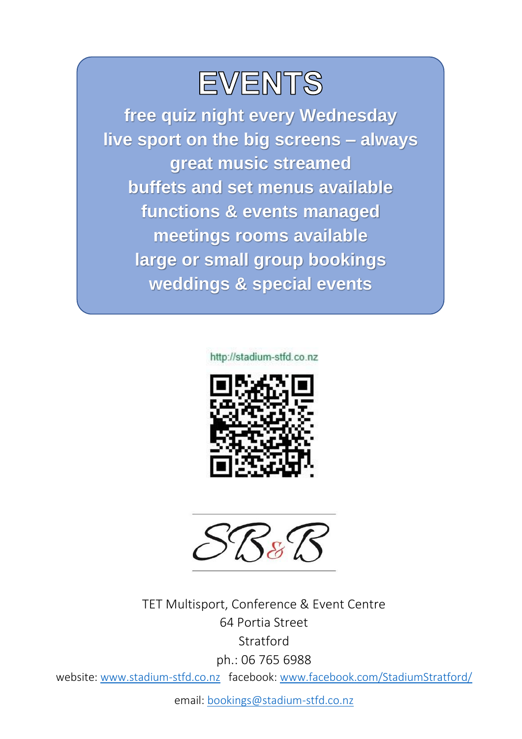# EVENTS

**free quiz night every Wednesday**
**live sport on the big screens – always**
**great music streamed**
**buffets and set menus available**
**functions & events managed**
**meetings rooms available**
**large or small group bookings**
**weddings & special events**

http://stadium-stfd.co.nz

SB&B

TET Multisport, Conference & Event Centre
64 Portia Street
Stratford
ph.: 06 765 6988

website: www.stadium-stfd.co.nz facebook: www.facebook.com/StadiumStratford/

email: bookings@stadium-stfd.co.nz